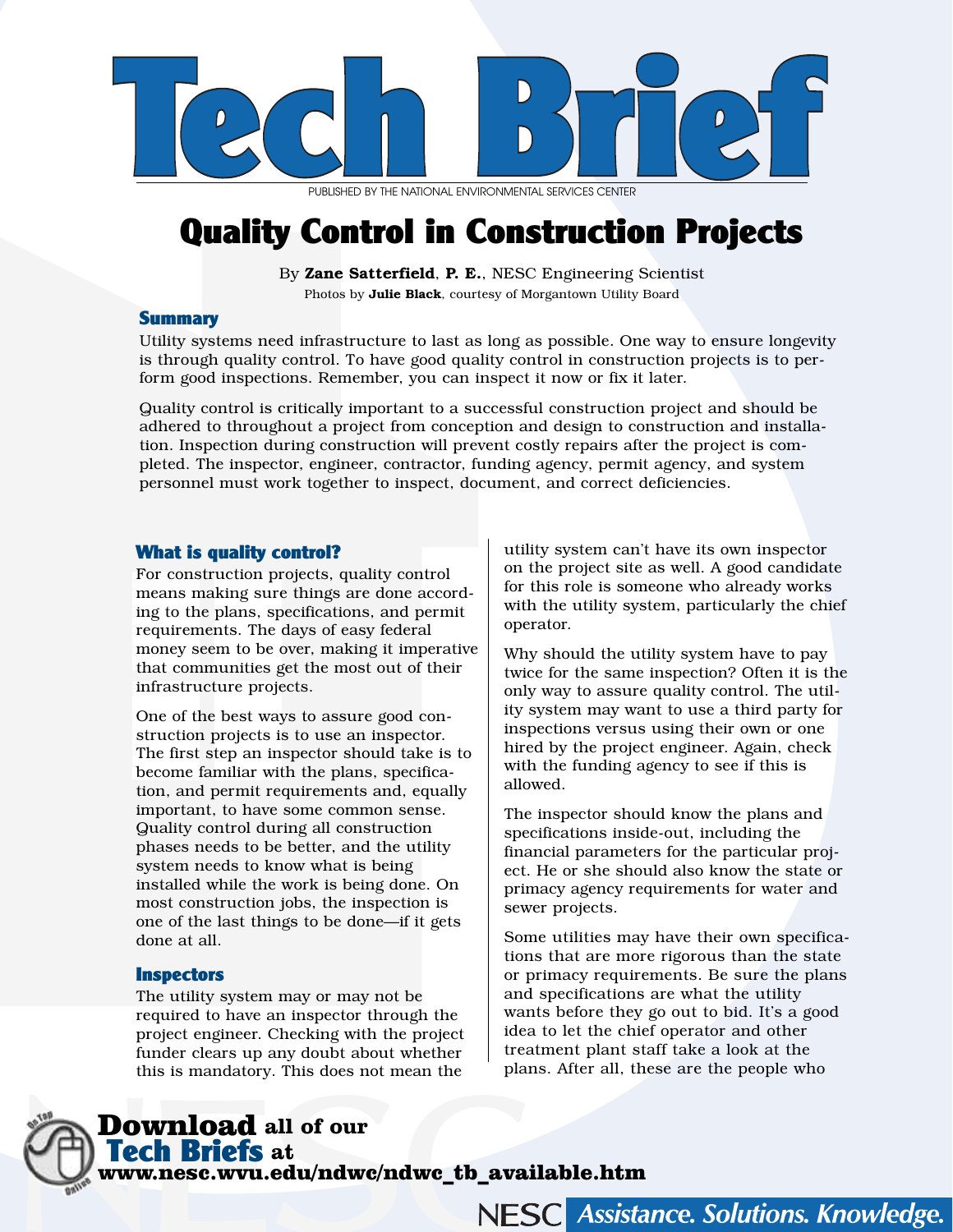# Tech Brief

PUBLISHED BY THE NATIONAL ENVIRONMENTAL SERVICES CENTER

# Quality Control in Construction Projects

By **Zane Satterfield**, **P. E.**, NESC Engineering Scientist

Photos by **Julie Black**, courtesy of Morgantown Utility Board

## Summary

Utility systems need infrastructure to last as long as possible. One way to ensure longevity is through quality control. To have good quality control in construction projects is to perform good inspections. Remember, you can inspect it now or fix it later.

Quality control is critically important to a successful construction project and should be adhered to throughout a project from conception and design to construction and installation. Inspection during construction will prevent costly repairs after the project is completed. The inspector, engineer, contractor, funding agency, permit agency, and system personnel must work together to inspect, document, and correct deficiencies.

## What is quality control?

For construction projects, quality control means making sure things are done according to the plans, specifications, and permit requirements. The days of easy federal money seem to be over, making it imperative that communities get the most out of their infrastructure projects.

One of the best ways to assure good construction projects is to use an inspector. The first step an inspector should take is to become familiar with the plans, specification, and permit requirements and, equally important, to have some common sense. Quality control during all construction phases needs to be better, and the utility system needs to know what is being installed while the work is being done. On most construction jobs, the inspection is one of the last things to be done—if it gets done at all.

## Inspectors

The utility system may or may not be required to have an inspector through the project engineer. Checking with the project funder clears up any doubt about whether this is mandatory. This does not mean the utility system can't have its own inspector on the project site as well. A good candidate for this role is someone who already works with the utility system, particularly the chief operator.

Why should the utility system have to pay twice for the same inspection? Often it is the only way to assure quality control. The utility system may want to use a third party for inspections versus using their own or one hired by the project engineer. Again, check with the funding agency to see if this is allowed.

The inspector should know the plans and specifications inside-out, including the financial parameters for the particular project. He or she should also know the state or primacy agency requirements for water and sewer projects.

Some utilities may have their own specifications that are more rigorous than the state or primacy requirements. Be sure the plans and specifications are what the utility wants before they go out to bid. It's a good idea to let the chief operator and other treatment plant staff take a look at the plans. After all, these are the people who

**Download** all of our **Tech Briefs** at **www.nesc.wvu.edu/ndwc/ndwc_tb_available.htm**

NESC *Assistance. Solutions. Knowledge.*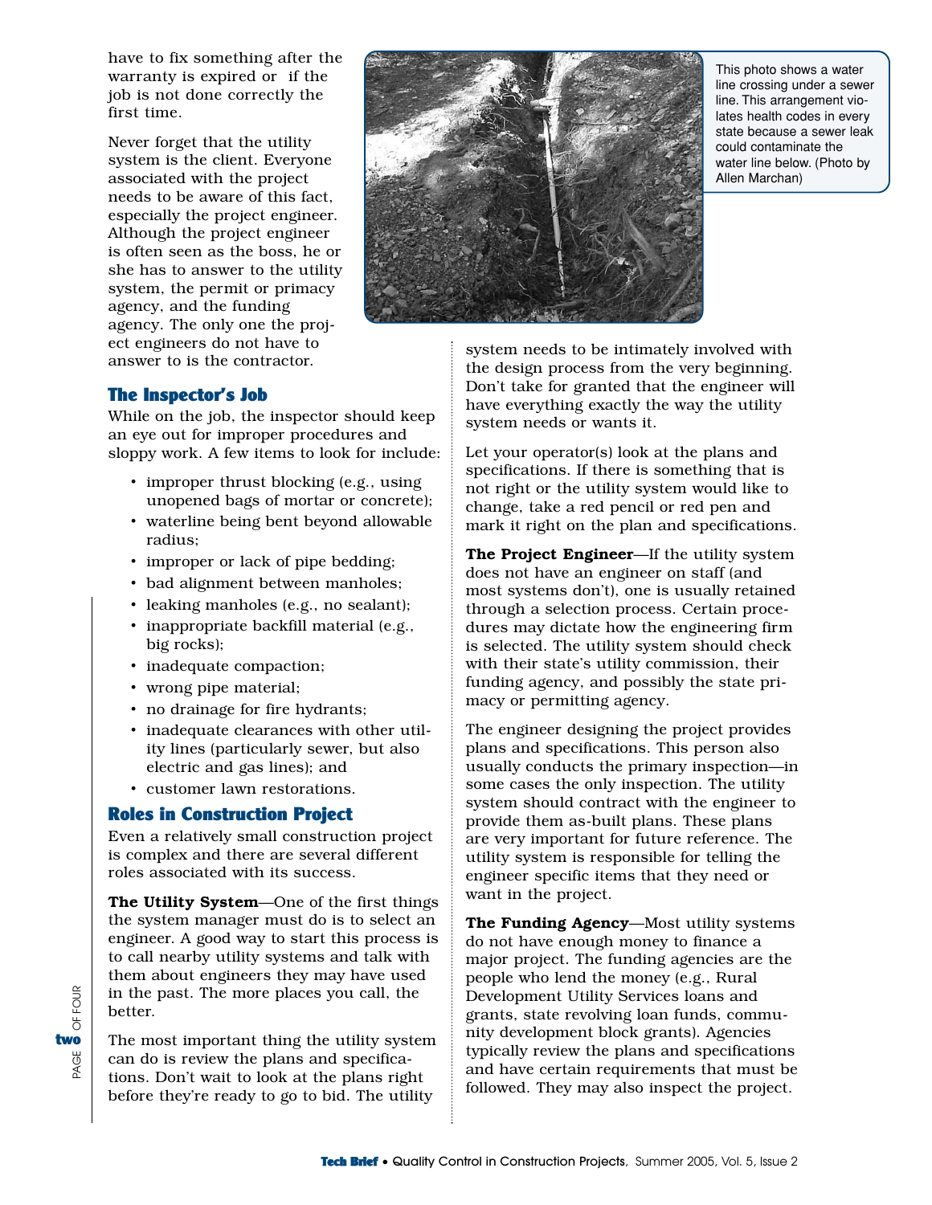have to fix something after the warranty is expired or if the job is not done correctly the first time.

Never forget that the utility system is the client. Everyone associated with the project needs to be aware of this fact, especially the project engineer. Although the project engineer is often seen as the boss, he or she has to answer to the utility system, the permit or primacy agency, and the funding agency. The only one the project engineers do not have to answer to is the contractor.

This photo shows a water line crossing under a sewer line. This arrangement violates health codes in every state because a sewer leak could contaminate the water line below. (Photo by Allen Marchan)

## The Inspector's Job

While on the job, the inspector should keep an eye out for improper procedures and sloppy work. A few items to look for include:

- improper thrust blocking (e.g., using unopened bags of mortar or concrete);
- waterline being bent beyond allowable radius;
- improper or lack of pipe bedding;
- bad alignment between manholes;
- leaking manholes (e.g., no sealant);
- inappropriate backfill material (e.g., big rocks);
- inadequate compaction;
- wrong pipe material;
- no drainage for fire hydrants;
- inadequate clearances with other utility lines (particularly sewer, but also electric and gas lines); and
- customer lawn restorations.

## Roles in Construction Project

Even a relatively small construction project is complex and there are several different roles associated with its success.

**The Utility System**—One of the first things the system manager must do is to select an engineer. A good way to start this process is to call nearby utility systems and talk with them about engineers they may have used in the past. The more places you call, the better.

The most important thing the utility system can do is review the plans and specifications. Don't wait to look at the plans right before they're ready to go to bid. The utility system needs to be intimately involved with the design process from the very beginning. Don't take for granted that the engineer will have everything exactly the way the utility system needs or wants it.

Let your operator(s) look at the plans and specifications. If there is something that is not right or the utility system would like to change, take a red pencil or red pen and mark it right on the plan and specifications.

**The Project Engineer**—If the utility system does not have an engineer on staff (and most systems don't), one is usually retained through a selection process. Certain procedures may dictate how the engineering firm is selected. The utility system should check with their state's utility commission, their funding agency, and possibly the state primacy or permitting agency.

The engineer designing the project provides plans and specifications. This person also usually conducts the primary inspection—in some cases the only inspection. The utility system should contract with the engineer to provide them as-built plans. These plans are very important for future reference. The utility system is responsible for telling the engineer specific items that they need or want in the project.

**The Funding Agency**—Most utility systems do not have enough money to finance a major project. The funding agencies are the people who lend the money (e.g., Rural Development Utility Services loans and grants, state revolving loan funds, community development block grants). Agencies typically review the plans and specifications and have certain requirements that must be followed. They may also inspect the project.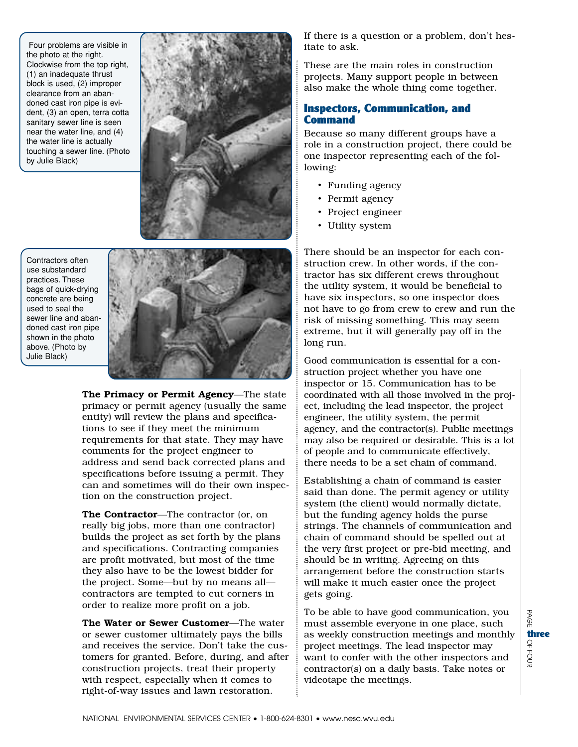Four problems are visible in the photo at the right. Clockwise from the top right, (1) an inadequate thrust block is used, (2) improper clearance from an abandoned cast iron pipe is evident, (3) an open, terra cotta sanitary sewer line is seen near the water line, and (4) the water line is actually touching a sewer line. (Photo by Julie Black)

Contractors often use substandard practices. These bags of quick-drying concrete are being used to seal the sewer line and abandoned cast iron pipe shown in the photo above. (Photo by Julie Black)

**The Primacy or Permit Agency**—The state primacy or permit agency (usually the same entity) will review the plans and specifications to see if they meet the minimum requirements for that state. They may have comments for the project engineer to address and send back corrected plans and specifications before issuing a permit. They can and sometimes will do their own inspection on the construction project.

**The Contractor**—The contractor (or, on really big jobs, more than one contractor) builds the project as set forth by the plans and specifications. Contracting companies are profit motivated, but most of the time they also have to be the lowest bidder for the project. Some—but by no means all—contractors are tempted to cut corners in order to realize more profit on a job.

**The Water or Sewer Customer**—The water or sewer customer ultimately pays the bills and receives the service. Don't take the customers for granted. Before, during, and after construction projects, treat their property with respect, especially when it comes to right-of-way issues and lawn restoration.

If there is a question or a problem, don't hesitate to ask.

These are the main roles in construction projects. Many support people in between also make the whole thing come together.

## Inspectors, Communication, and Command

Because so many different groups have a role in a construction project, there could be one inspector representing each of the following:

- Funding agency
- Permit agency
- Project engineer
- Utility system

There should be an inspector for each construction crew. In other words, if the contractor has six different crews throughout the utility system, it would be beneficial to have six inspectors, so one inspector does not have to go from crew to crew and run the risk of missing something. This may seem extreme, but it will generally pay off in the long run.

Good communication is essential for a construction project whether you have one inspector or 15. Communication has to be coordinated with all those involved in the project, including the lead inspector, the project engineer, the utility system, the permit agency, and the contractor(s). Public meetings may also be required or desirable. This is a lot of people and to communicate effectively, there needs to be a set chain of command.

Establishing a chain of command is easier said than done. The permit agency or utility system (the client) would normally dictate, but the funding agency holds the purse strings. The channels of communication and chain of command should be spelled out at the very first project or pre-bid meeting, and should be in writing. Agreeing on this arrangement before the construction starts will make it much easier once the project gets going.

To be able to have good communication, you must assemble everyone in one place, such as weekly construction meetings and monthly project meetings. The lead inspector may want to confer with the other inspectors and contractor(s) on a daily basis. Take notes or videotape the meetings.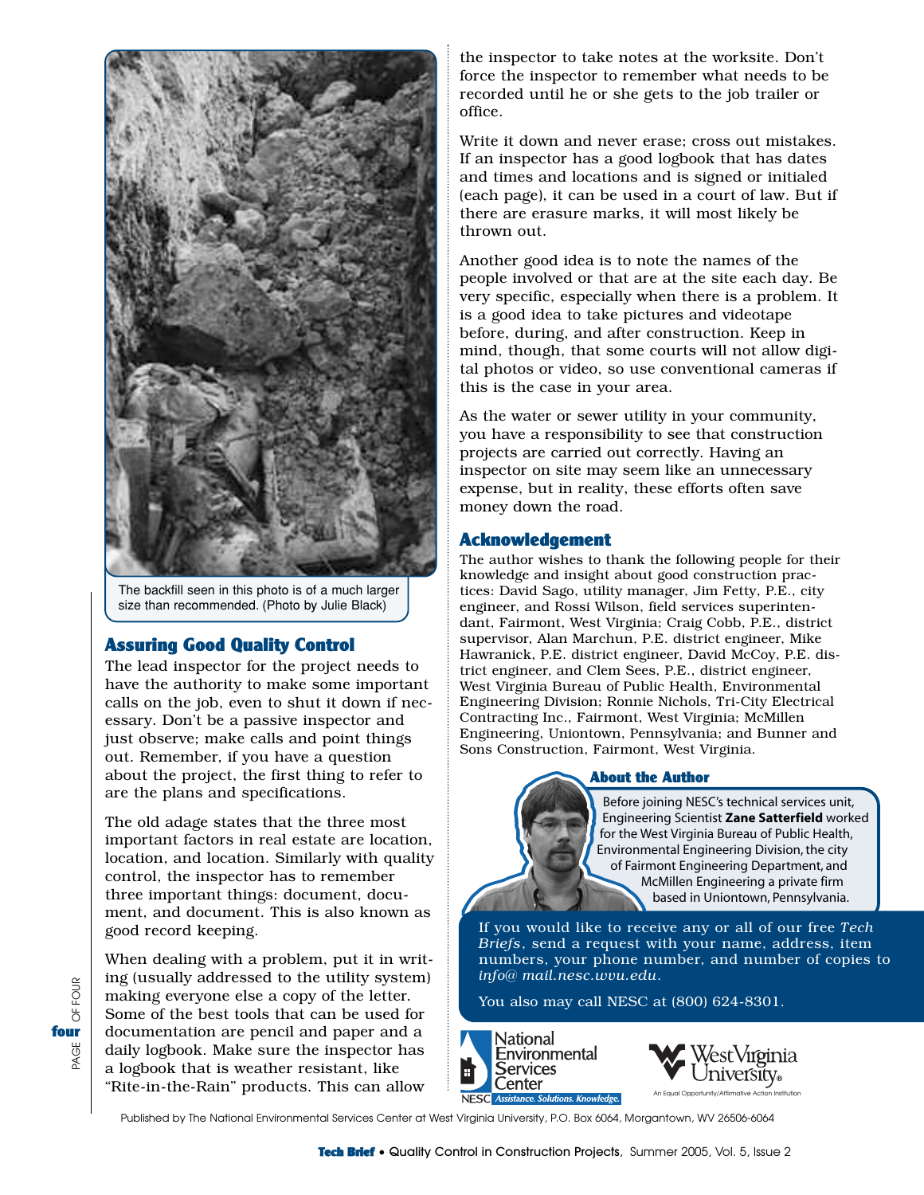The backfill seen in this photo is of a much larger size than recommended. (Photo by Julie Black)

## Assuring Good Quality Control

The lead inspector for the project needs to have the authority to make some important calls on the job, even to shut it down if necessary. Don't be a passive inspector and just observe; make calls and point things out. Remember, if you have a question about the project, the first thing to refer to are the plans and specifications.

The old adage states that the three most important factors in real estate are location, location, and location. Similarly with quality control, the inspector has to remember three important things: document, document, and document. This is also known as good record keeping.

When dealing with a problem, put it in writing (usually addressed to the utility system) making everyone else a copy of the letter. Some of the best tools that can be used for documentation are pencil and paper and a daily logbook. Make sure the inspector has a logbook that is weather resistant, like "Rite-in-the-Rain" products. This can allow the inspector to take notes at the worksite. Don't force the inspector to remember what needs to be recorded until he or she gets to the job trailer or office.

Write it down and never erase; cross out mistakes. If an inspector has a good logbook that has dates and times and locations and is signed or initialed (each page), it can be used in a court of law. But if there are erasure marks, it will most likely be thrown out.

Another good idea is to note the names of the people involved or that are at the site each day. Be very specific, especially when there is a problem. It is a good idea to take pictures and videotape before, during, and after construction. Keep in mind, though, that some courts will not allow digital photos or video, so use conventional cameras if this is the case in your area.

As the water or sewer utility in your community, you have a responsibility to see that construction projects are carried out correctly. Having an inspector on site may seem like an unnecessary expense, but in reality, these efforts often save money down the road.

## Acknowledgement

The author wishes to thank the following people for their knowledge and insight about good construction practices: David Sago, utility manager, Jim Fetty, P.E., city engineer, and Rossi Wilson, field services superintendant, Fairmont, West Virginia; Craig Cobb, P.E., district supervisor, Alan Marchun, P.E. district engineer, Mike Hawranick, P.E. district engineer, David McCoy, P.E. district engineer, and Clem Sees, P.E., district engineer, West Virginia Bureau of Public Health, Environmental Engineering Division; Ronnie Nichols, Tri-City Electrical Contracting Inc., Fairmont, West Virginia; McMillen Engineering, Uniontown, Pennsylvania; and Bunner and Sons Construction, Fairmont, West Virginia.

### About the Author

Before joining NESC's technical services unit, Engineering Scientist **Zane Satterfield** worked for the West Virginia Bureau of Public Health, Environmental Engineering Division, the city of Fairmont Engineering Department, and McMillen Engineering a private firm based in Uniontown, Pennsylvania.

If you would like to receive any or all of our free *Tech Briefs*, send a request with your name, address, item numbers, your phone number, and number of copies to *info@ mail.nesc.wvu.edu*.

You also may call NESC at (800) 624-8301.

National Environmental Services Center
NESC Assistance. Solutions. Knowledge.

West Virginia University
An Equal Opportunity/Affirmative Action Institution

Published by The National Environmental Services Center at West Virginia University, P.O. Box 6064, Morgantown, WV 26506-6064